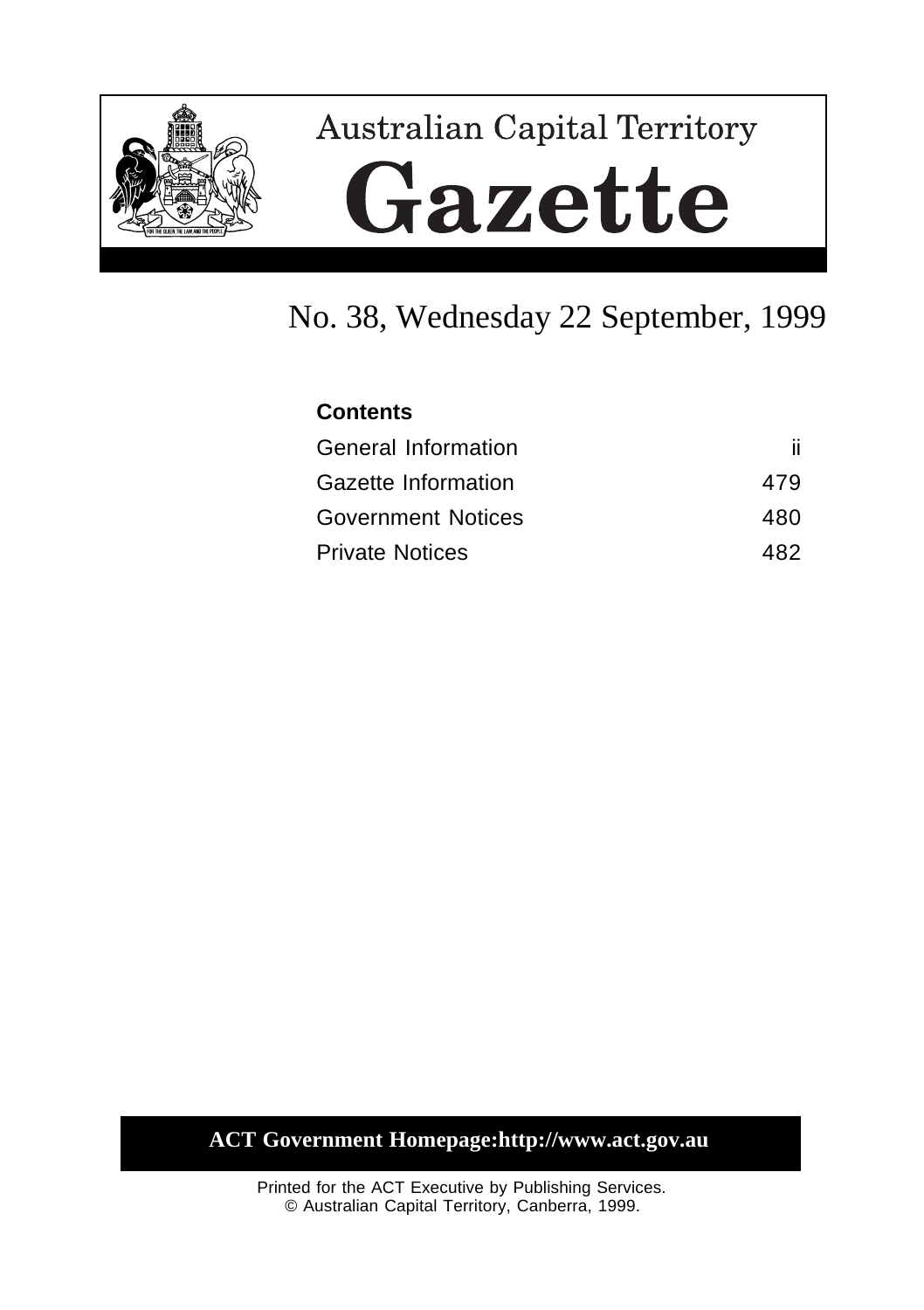# Australian Capital Territory

# Gazette

## No. 38, Wednesday 22 September, 1999

**Contents**

| | |
|---|---|
| General Information | ii |
| Gazette Information | 479 |
| Government Notices | 480 |
| Private Notices | 482 |

**ACT Government Homepage:http://www.act.gov.au**

Printed for the ACT Executive by Publishing Services.
© Australian Capital Territory, Canberra, 1999.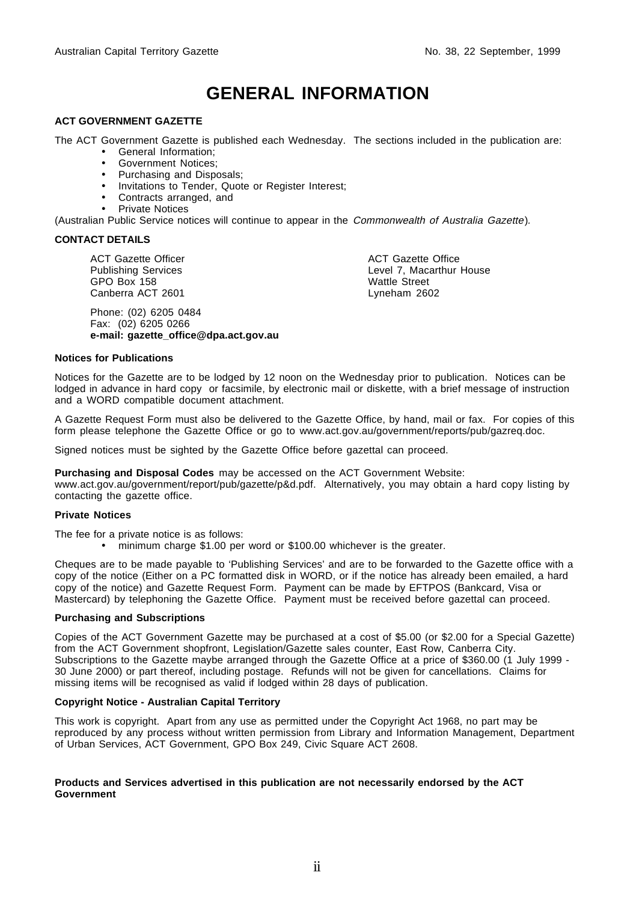# GENERAL INFORMATION

**ACT GOVERNMENT GAZETTE**

The ACT Government Gazette is published each Wednesday. The sections included in the publication are:

- General Information;
- Government Notices;
- Purchasing and Disposals;
- Invitations to Tender, Quote or Register Interest;
- Contracts arranged, and
- Private Notices

(Australian Public Service notices will continue to appear in the *Commonwealth of Australia Gazette*).

**CONTACT DETAILS**

ACT Gazette Officer
Publishing Services
GPO Box 158
Canberra ACT 2601

ACT Gazette Office
Level 7, Macarthur House
Wattle Street
Lyneham 2602

Phone: (02) 6205 0484
Fax: (02) 6205 0266
**e-mail: gazette_office@dpa.act.gov.au**

**Notices for Publications**

Notices for the Gazette are to be lodged by 12 noon on the Wednesday prior to publication. Notices can be lodged in advance in hard copy or facsimile, by electronic mail or diskette, with a brief message of instruction and a WORD compatible document attachment.

A Gazette Request Form must also be delivered to the Gazette Office, by hand, mail or fax. For copies of this form please telephone the Gazette Office or go to www.act.gov.au/government/reports/pub/gazreq.doc.

Signed notices must be sighted by the Gazette Office before gazettal can proceed.

**Purchasing and Disposal Codes** may be accessed on the ACT Government Website: www.act.gov.au/government/report/pub/gazette/p&d.pdf. Alternatively, you may obtain a hard copy listing by contacting the gazette office.

**Private Notices**

The fee for a private notice is as follows:

- minimum charge $1.00 per word or $100.00 whichever is the greater.

Cheques are to be made payable to 'Publishing Services' and are to be forwarded to the Gazette office with a copy of the notice (Either on a PC formatted disk in WORD, or if the notice has already been emailed, a hard copy of the notice) and Gazette Request Form. Payment can be made by EFTPOS (Bankcard, Visa or Mastercard) by telephoning the Gazette Office. Payment must be received before gazettal can proceed.

**Purchasing and Subscriptions**

Copies of the ACT Government Gazette may be purchased at a cost of $5.00 (or $2.00 for a Special Gazette) from the ACT Government shopfront, Legislation/Gazette sales counter, East Row, Canberra City. Subscriptions to the Gazette maybe arranged through the Gazette Office at a price of $360.00 (1 July 1999 - 30 June 2000) or part thereof, including postage. Refunds will not be given for cancellations. Claims for missing items will be recognised as valid if lodged within 28 days of publication.

**Copyright Notice - Australian Capital Territory**

This work is copyright. Apart from any use as permitted under the Copyright Act 1968, no part may be reproduced by any process without written permission from Library and Information Management, Department of Urban Services, ACT Government, GPO Box 249, Civic Square ACT 2608.

**Products and Services advertised in this publication are not necessarily endorsed by the ACT Government**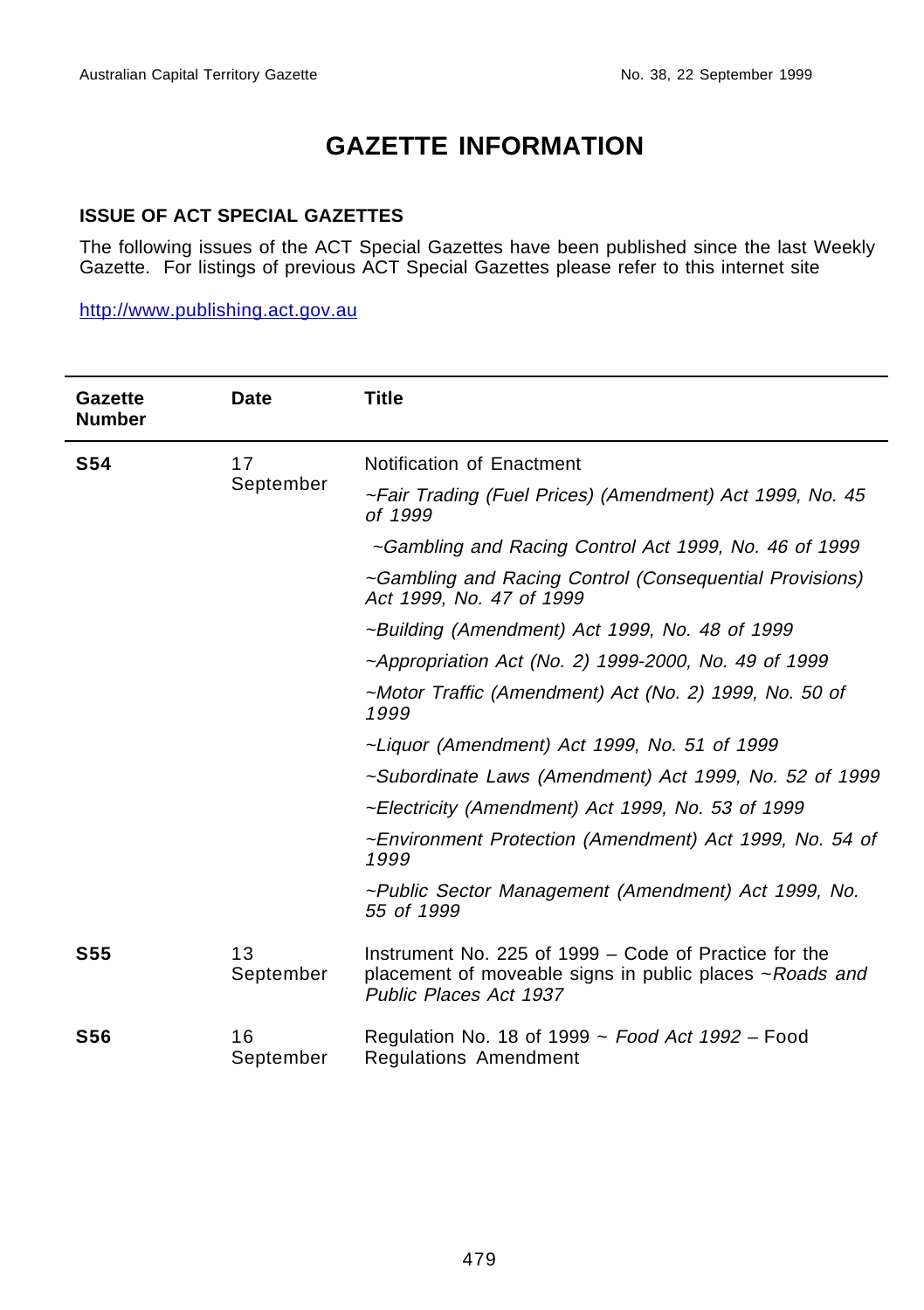# GAZETTE INFORMATION

### ISSUE OF ACT SPECIAL GAZETTES

The following issues of the ACT Special Gazettes have been published since the last Weekly Gazette. For listings of previous ACT Special Gazettes please refer to this internet site

http://www.publishing.act.gov.au

| Gazette Number | Date | Title |
|---|---|---|
| **S54** | 17 September | Notification of Enactment |
| | | *~Fair Trading (Fuel Prices) (Amendment) Act 1999, No. 45 of 1999* |
| | | *~Gambling and Racing Control Act 1999, No. 46 of 1999* |
| | | *~Gambling and Racing Control (Consequential Provisions) Act 1999, No. 47 of 1999* |
| | | *~Building (Amendment) Act 1999, No. 48 of 1999* |
| | | *~Appropriation Act (No. 2) 1999-2000, No. 49 of 1999* |
| | | *~Motor Traffic (Amendment) Act (No. 2) 1999, No. 50 of 1999* |
| | | *~Liquor (Amendment) Act 1999, No. 51 of 1999* |
| | | *~Subordinate Laws (Amendment) Act 1999, No. 52 of 1999* |
| | | *~Electricity (Amendment) Act 1999, No. 53 of 1999* |
| | | *~Environment Protection (Amendment) Act 1999, No. 54 of 1999* |
| | | *~Public Sector Management (Amendment) Act 1999, No. 55 of 1999* |
| **S55** | 13 September | Instrument No. 225 of 1999 – Code of Practice for the placement of moveable signs in public places ~*Roads and Public Places Act 1937* |
| **S56** | 16 September | Regulation No. 18 of 1999 ~ *Food Act 1992* – Food Regulations Amendment |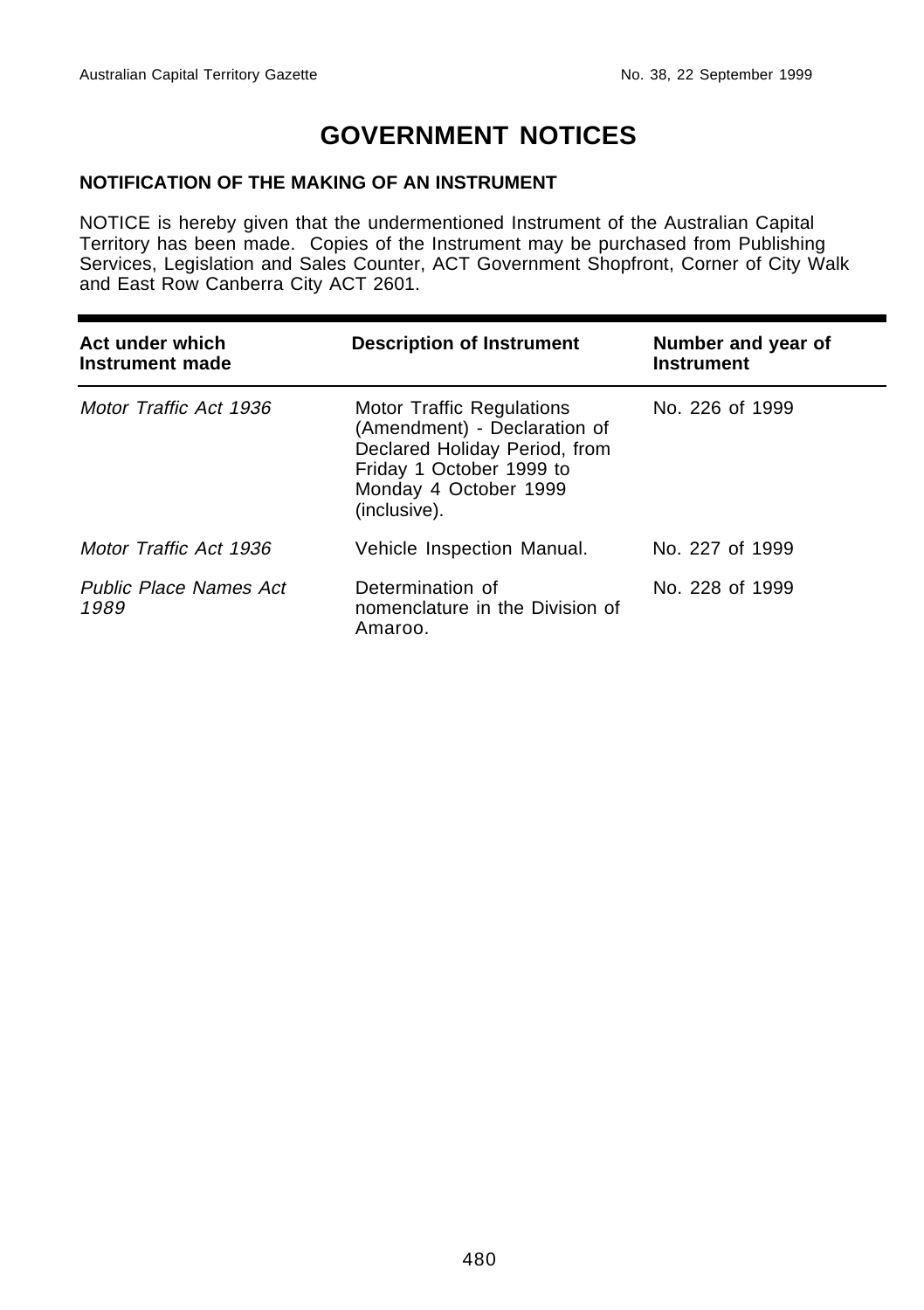# GOVERNMENT NOTICES

### NOTIFICATION OF THE MAKING OF AN INSTRUMENT

NOTICE is hereby given that the undermentioned Instrument of the Australian Capital Territory has been made. Copies of the Instrument may be purchased from Publishing Services, Legislation and Sales Counter, ACT Government Shopfront, Corner of City Walk and East Row Canberra City ACT 2601.

| Act under which Instrument made | Description of Instrument | Number and year of Instrument |
|---|---|---|
| *Motor Traffic Act 1936* | Motor Traffic Regulations (Amendment) - Declaration of Declared Holiday Period, from Friday 1 October 1999 to Monday 4 October 1999 (inclusive). | No. 226 of 1999 |
| *Motor Traffic Act 1936* | Vehicle Inspection Manual. | No. 227 of 1999 |
| *Public Place Names Act 1989* | Determination of nomenclature in the Division of Amaroo. | No. 228 of 1999 |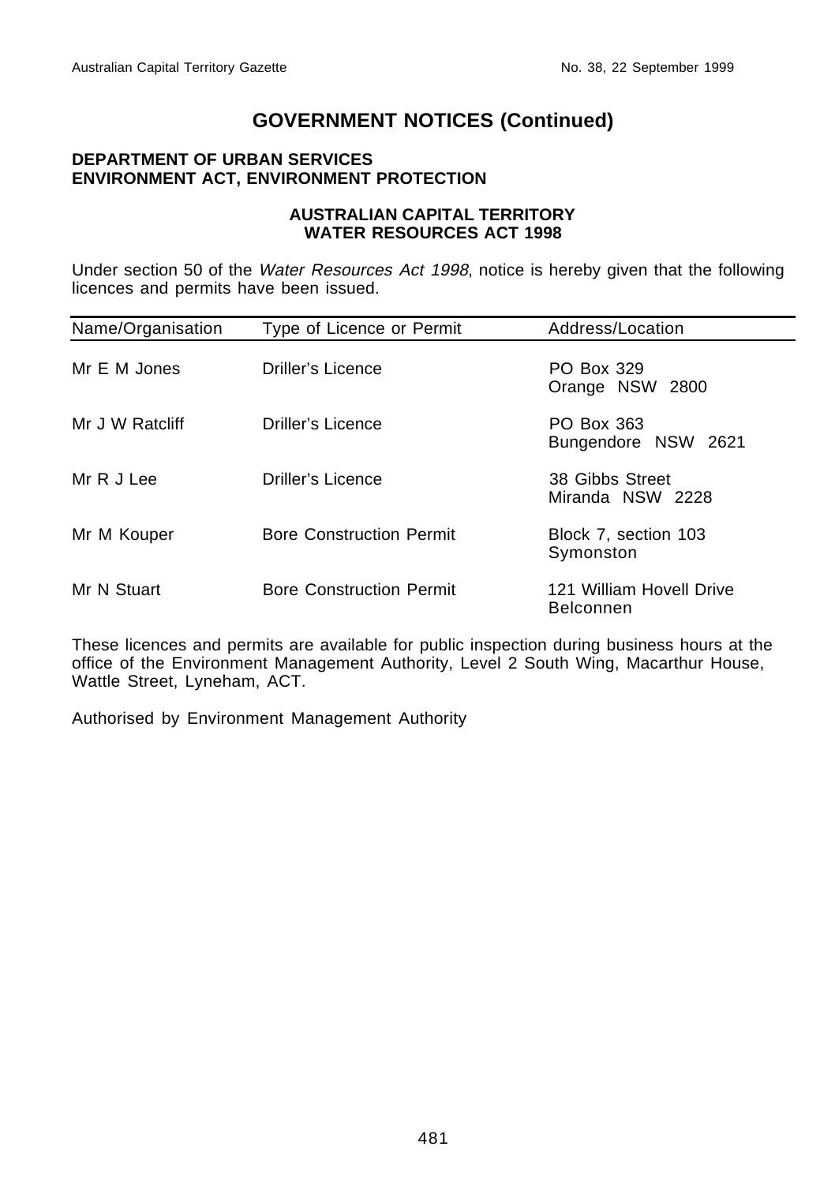# GOVERNMENT NOTICES (Continued)

**DEPARTMENT OF URBAN SERVICES**
**ENVIRONMENT ACT, ENVIRONMENT PROTECTION**

**AUSTRALIAN CAPITAL TERRITORY**
**WATER RESOURCES ACT 1998**

Under section 50 of the *Water Resources Act 1998*, notice is hereby given that the following licences and permits have been issued.

| Name/Organisation | Type of Licence or Permit | Address/Location |
|---|---|---|
| Mr E M Jones | Driller's Licence | PO Box 329<br>Orange NSW 2800 |
| Mr J W Ratcliff | Driller's Licence | PO Box 363<br>Bungendore NSW 2621 |
| Mr R J Lee | Driller's Licence | 38 Gibbs Street<br>Miranda NSW 2228 |
| Mr M Kouper | Bore Construction Permit | Block 7, section 103<br>Symonston |
| Mr N Stuart | Bore Construction Permit | 121 William Hovell Drive<br>Belconnen |

These licences and permits are available for public inspection during business hours at the office of the Environment Management Authority, Level 2 South Wing, Macarthur House, Wattle Street, Lyneham, ACT.

Authorised by Environment Management Authority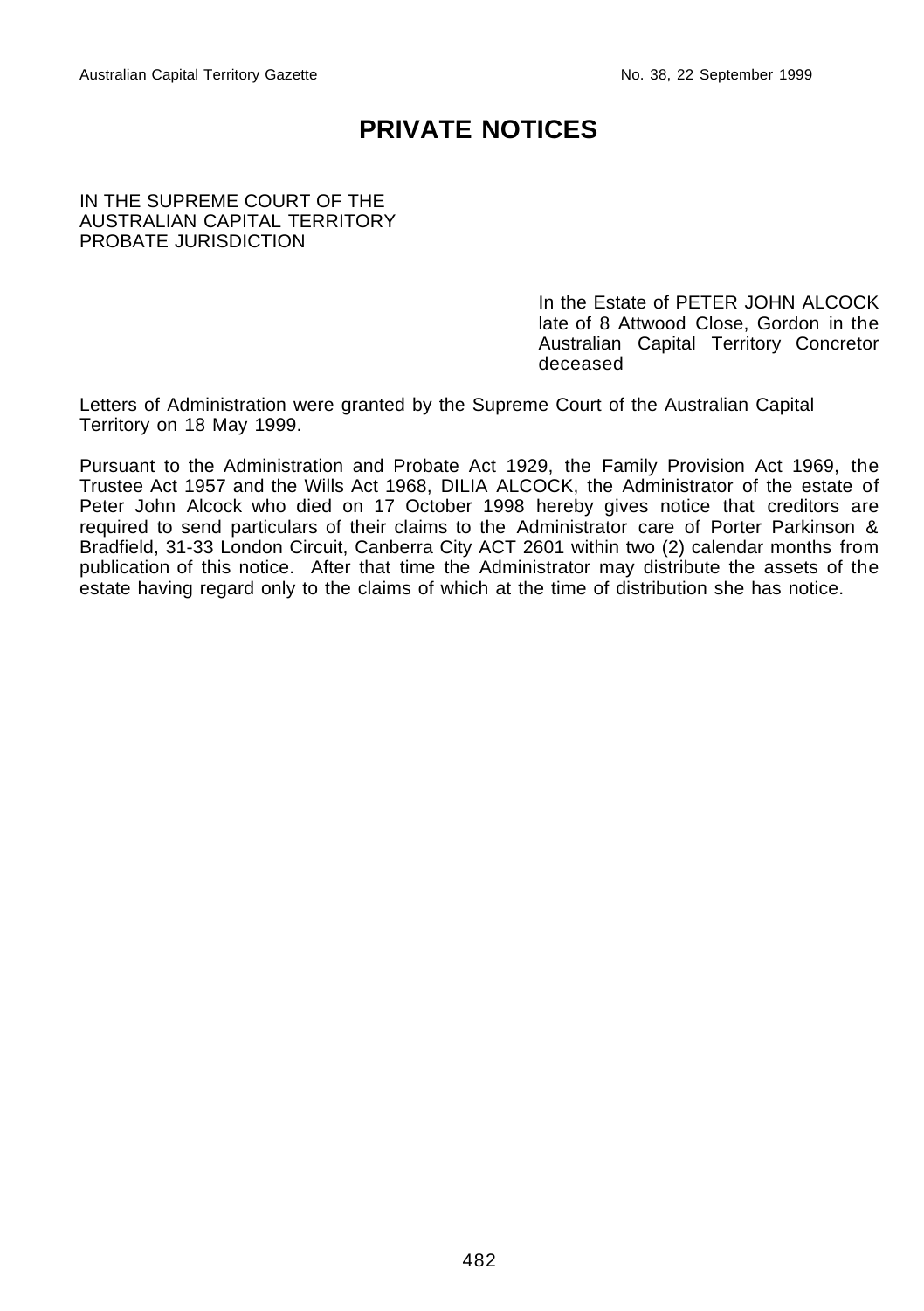# PRIVATE NOTICES

IN THE SUPREME COURT OF THE
AUSTRALIAN CAPITAL TERRITORY
PROBATE JURISDICTION

In the Estate of PETER JOHN ALCOCK late of 8 Attwood Close, Gordon in the Australian Capital Territory Concretor deceased

Letters of Administration were granted by the Supreme Court of the Australian Capital Territory on 18 May 1999.

Pursuant to the Administration and Probate Act 1929, the Family Provision Act 1969, the Trustee Act 1957 and the Wills Act 1968, DILIA ALCOCK, the Administrator of the estate of Peter John Alcock who died on 17 October 1998 hereby gives notice that creditors are required to send particulars of their claims to the Administrator care of Porter Parkinson & Bradfield, 31-33 London Circuit, Canberra City ACT 2601 within two (2) calendar months from publication of this notice. After that time the Administrator may distribute the assets of the estate having regard only to the claims of which at the time of distribution she has notice.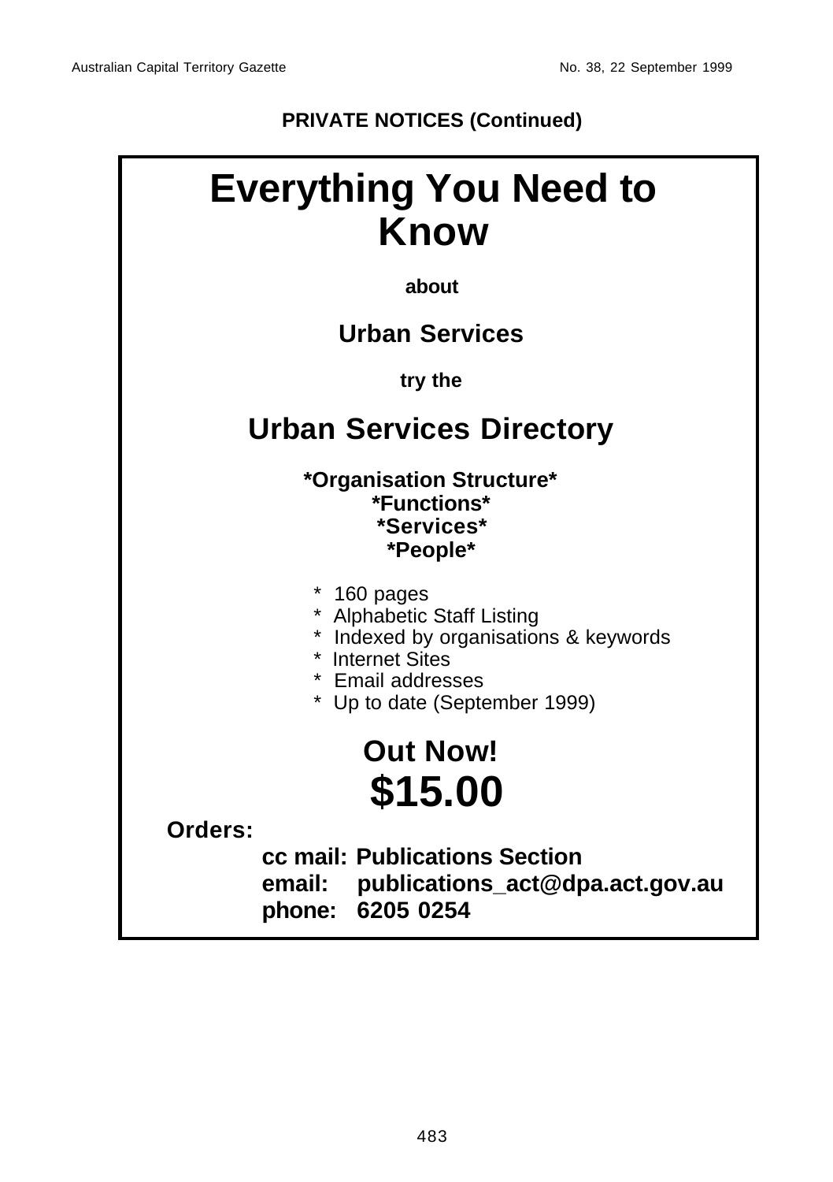**PRIVATE NOTICES (Continued)**

# Everything You Need to Know

**about**

## Urban Services

**try the**

## Urban Services Directory

**\*Organisation Structure\***
**\*Functions\***
**\*Services\***
**\*People\***

- 160 pages
- Alphabetic Staff Listing
- Indexed by organisations & keywords
- Internet Sites
- Email addresses
- Up to date (September 1999)

## Out Now!

# $15.00

**Orders:**

**cc mail: Publications Section**
**email: publications_act@dpa.act.gov.au**
**phone: 6205 0254**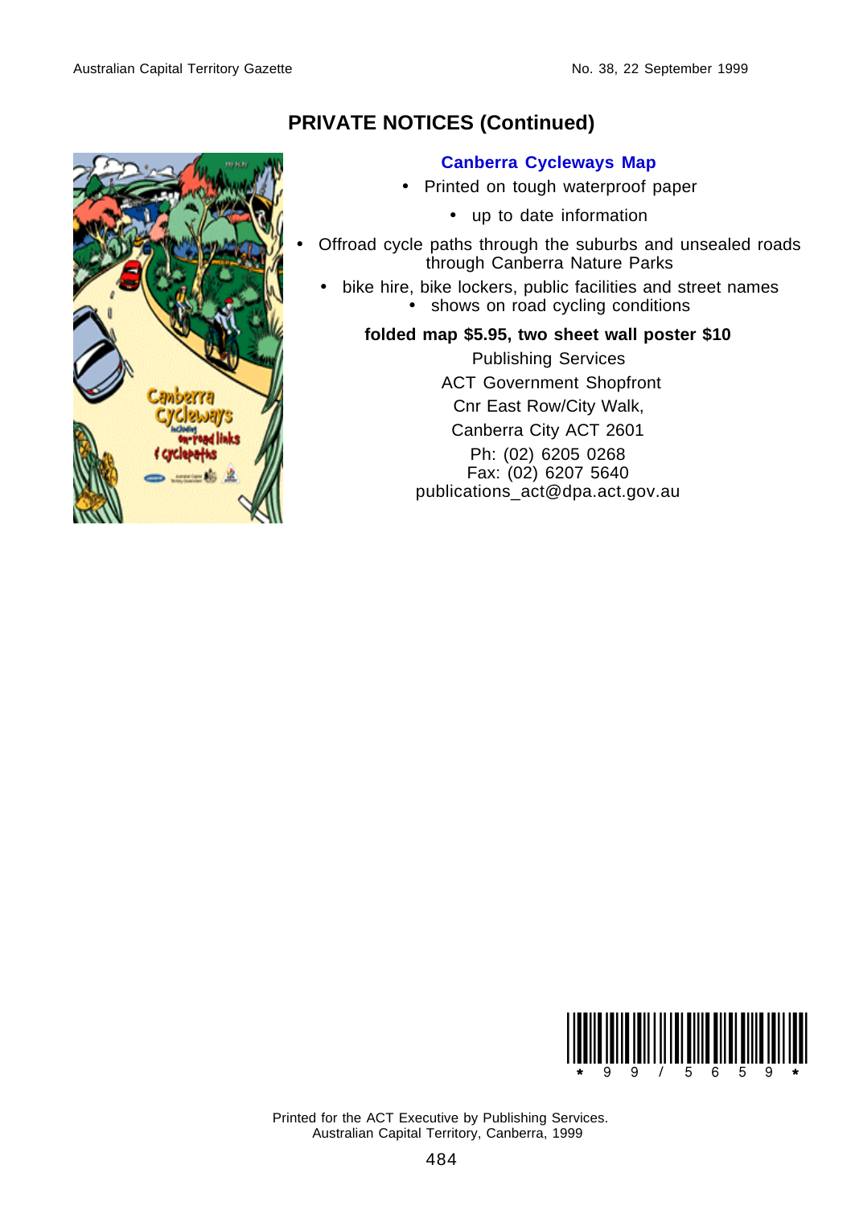## PRIVATE NOTICES (Continued)

### Canberra Cycleways Map

- Printed on tough waterproof paper
- up to date information
- Offroad cycle paths through the suburbs and unsealed roads through Canberra Nature Parks
- bike hire, bike lockers, public facilities and street names
- shows on road cycling conditions

**folded map $5.95, two sheet wall poster $10**

Publishing Services
ACT Government Shopfront
Cnr East Row/City Walk,
Canberra City ACT 2601
Ph: (02) 6205 0268
Fax: (02) 6207 5640
publications_act@dpa.act.gov.au

* 9 9 / 5 6 5 9 *

Printed for the ACT Executive by Publishing Services.
Australian Capital Territory, Canberra, 1999